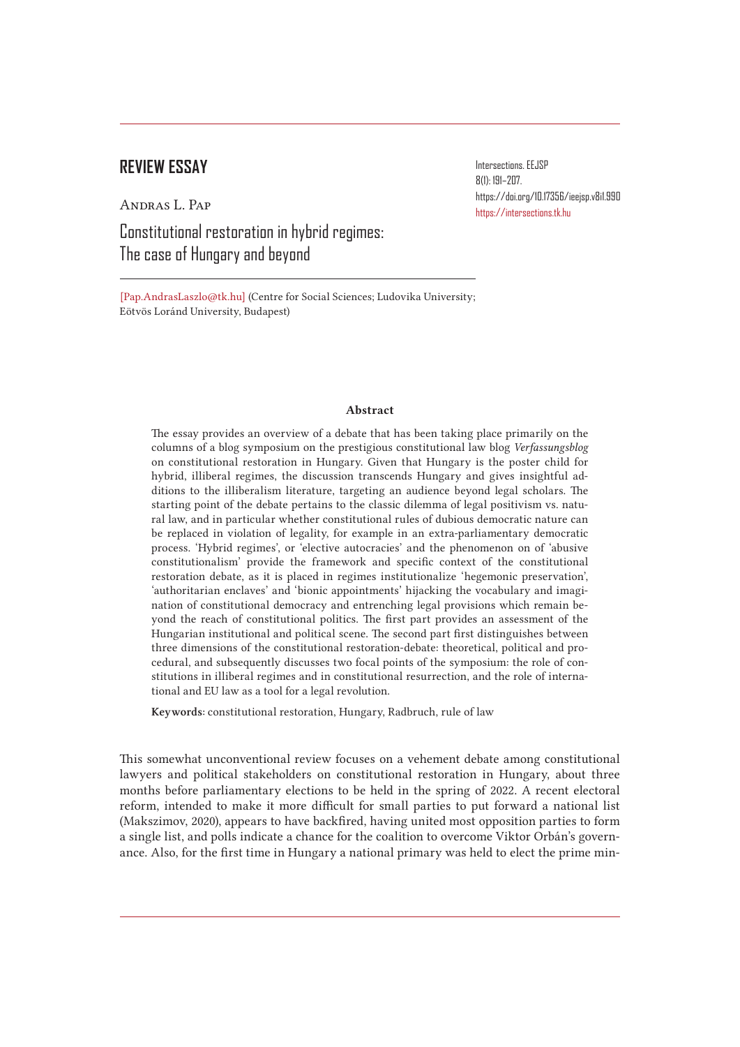**REVIEW ESSAY**

Andras L. Pap

# Constitutional restoration in hybrid regimes: The case of Hungary and beyond

Intersections. EEJSP
8(1): 191–207.
https://doi.org/10.17356/ieejsp.v8i1.990
https://intersections.tk.hu

[Pap.AndrasLaszlo@tk.hu] (Centre for Social Sciences; Ludovika University; Eötvös Loránd University, Budapest)

### Abstract

The essay provides an overview of a debate that has been taking place primarily on the columns of a blog symposium on the prestigious constitutional law blog *Verfassungsblog* on constitutional restoration in Hungary. Given that Hungary is the poster child for hybrid, illiberal regimes, the discussion transcends Hungary and gives insightful additions to the illiberalism literature, targeting an audience beyond legal scholars. The starting point of the debate pertains to the classic dilemma of legal positivism vs. natural law, and in particular whether constitutional rules of dubious democratic nature can be replaced in violation of legality, for example in an extra-parliamentary democratic process. 'Hybrid regimes', or 'elective autocracies' and the phenomenon on of 'abusive constitutionalism' provide the framework and specific context of the constitutional restoration debate, as it is placed in regimes institutionalize 'hegemonic preservation', 'authoritarian enclaves' and 'bionic appointments' hijacking the vocabulary and imagination of constitutional democracy and entrenching legal provisions which remain beyond the reach of constitutional politics. The first part provides an assessment of the Hungarian institutional and political scene. The second part first distinguishes between three dimensions of the constitutional restoration-debate: theoretical, political and procedural, and subsequently discusses two focal points of the symposium: the role of constitutions in illiberal regimes and in constitutional resurrection, and the role of international and EU law as a tool for a legal revolution.

**Keywords:** constitutional restoration, Hungary, Radbruch, rule of law

This somewhat unconventional review focuses on a vehement debate among constitutional lawyers and political stakeholders on constitutional restoration in Hungary, about three months before parliamentary elections to be held in the spring of 2022. A recent electoral reform, intended to make it more difficult for small parties to put forward a national list (Makszimov, 2020), appears to have backfired, having united most opposition parties to form a single list, and polls indicate a chance for the coalition to overcome Viktor Orbán's governance. Also, for the first time in Hungary a national primary was held to elect the prime min-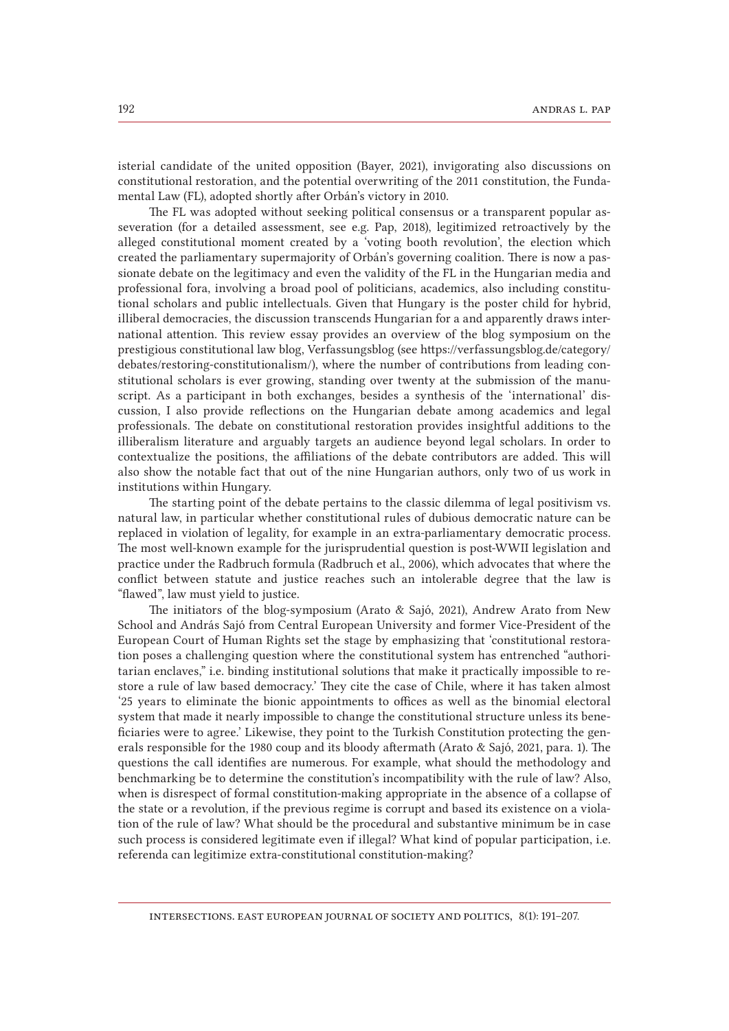isterial candidate of the united opposition (Bayer, 2021), invigorating also discussions on constitutional restoration, and the potential overwriting of the 2011 constitution, the Fundamental Law (FL), adopted shortly after Orbán's victory in 2010.

The FL was adopted without seeking political consensus or a transparent popular asseveration (for a detailed assessment, see e.g. Pap, 2018), legitimized retroactively by the alleged constitutional moment created by a 'voting booth revolution', the election which created the parliamentary supermajority of Orbán's governing coalition. There is now a passionate debate on the legitimacy and even the validity of the FL in the Hungarian media and professional fora, involving a broad pool of politicians, academics, also including constitutional scholars and public intellectuals. Given that Hungary is the poster child for hybrid, illiberal democracies, the discussion transcends Hungarian for a and apparently draws international attention. This review essay provides an overview of the blog symposium on the prestigious constitutional law blog, Verfassungsblog (see https://verfassungsblog.de/category/debates/restoring-constitutionalism/), where the number of contributions from leading constitutional scholars is ever growing, standing over twenty at the submission of the manuscript. As a participant in both exchanges, besides a synthesis of the 'international' discussion, I also provide reflections on the Hungarian debate among academics and legal professionals. The debate on constitutional restoration provides insightful additions to the illiberalism literature and arguably targets an audience beyond legal scholars. In order to contextualize the positions, the affiliations of the debate contributors are added. This will also show the notable fact that out of the nine Hungarian authors, only two of us work in institutions within Hungary.

The starting point of the debate pertains to the classic dilemma of legal positivism vs. natural law, in particular whether constitutional rules of dubious democratic nature can be replaced in violation of legality, for example in an extra-parliamentary democratic process. The most well-known example for the jurisprudential question is post-WWII legislation and practice under the Radbruch formula (Radbruch et al., 2006), which advocates that where the conflict between statute and justice reaches such an intolerable degree that the law is "flawed", law must yield to justice.

The initiators of the blog-symposium (Arato & Sajó, 2021), Andrew Arato from New School and András Sajó from Central European University and former Vice-President of the European Court of Human Rights set the stage by emphasizing that 'constitutional restoration poses a challenging question where the constitutional system has entrenched "authoritarian enclaves," i.e. binding institutional solutions that make it practically impossible to restore a rule of law based democracy.' They cite the case of Chile, where it has taken almost '25 years to eliminate the bionic appointments to offices as well as the binomial electoral system that made it nearly impossible to change the constitutional structure unless its beneficiaries were to agree.' Likewise, they point to the Turkish Constitution protecting the generals responsible for the 1980 coup and its bloody aftermath (Arato & Sajó, 2021, para. 1). The questions the call identifies are numerous. For example, what should the methodology and benchmarking be to determine the constitution's incompatibility with the rule of law? Also, when is disrespect of formal constitution-making appropriate in the absence of a collapse of the state or a revolution, if the previous regime is corrupt and based its existence on a violation of the rule of law? What should be the procedural and substantive minimum be in case such process is considered legitimate even if illegal? What kind of popular participation, i.e. referenda can legitimize extra-constitutional constitution-making?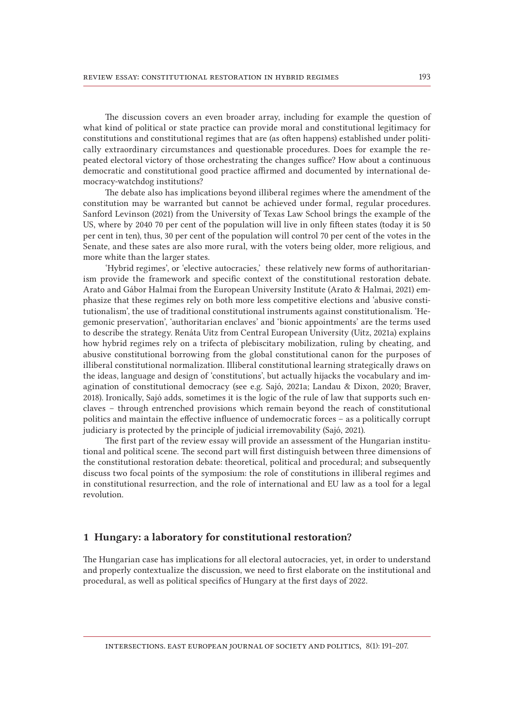The discussion covers an even broader array, including for example the question of what kind of political or state practice can provide moral and constitutional legitimacy for constitutions and constitutional regimes that are (as often happens) established under politically extraordinary circumstances and questionable procedures. Does for example the repeated electoral victory of those orchestrating the changes suffice? How about a continuous democratic and constitutional good practice affirmed and documented by international democracy-watchdog institutions?

The debate also has implications beyond illiberal regimes where the amendment of the constitution may be warranted but cannot be achieved under formal, regular procedures. Sanford Levinson (2021) from the University of Texas Law School brings the example of the US, where by 2040 70 per cent of the population will live in only fifteen states (today it is 50 per cent in ten), thus, 30 per cent of the population will control 70 per cent of the votes in the Senate, and these sates are also more rural, with the voters being older, more religious, and more white than the larger states.

'Hybrid regimes', or 'elective autocracies,' these relatively new forms of authoritarianism provide the framework and specific context of the constitutional restoration debate. Arato and Gábor Halmai from the European University Institute (Arato & Halmai, 2021) emphasize that these regimes rely on both more less competitive elections and 'abusive constitutionalism', the use of traditional constitutional instruments against constitutionalism. 'Hegemonic preservation', 'authoritarian enclaves' and 'bionic appointments' are the terms used to describe the strategy. Renáta Uitz from Central European University (Uitz, 2021a) explains how hybrid regimes rely on a trifecta of plebiscitary mobilization, ruling by cheating, and abusive constitutional borrowing from the global constitutional canon for the purposes of illiberal constitutional normalization. Illiberal constitutional learning strategically draws on the ideas, language and design of 'constitutions', but actually hijacks the vocabulary and imagination of constitutional democracy (see e.g. Sajó, 2021a; Landau & Dixon, 2020; Braver, 2018). Ironically, Sajó adds, sometimes it is the logic of the rule of law that supports such enclaves – through entrenched provisions which remain beyond the reach of constitutional politics and maintain the effective influence of undemocratic forces – as a politically corrupt judiciary is protected by the principle of judicial irremovability (Sajó, 2021).

The first part of the review essay will provide an assessment of the Hungarian institutional and political scene. The second part will first distinguish between three dimensions of the constitutional restoration debate: theoretical, political and procedural; and subsequently discuss two focal points of the symposium: the role of constitutions in illiberal regimes and in constitutional resurrection, and the role of international and EU law as a tool for a legal revolution.

## 1 Hungary: a laboratory for constitutional restoration?

The Hungarian case has implications for all electoral autocracies, yet, in order to understand and properly contextualize the discussion, we need to first elaborate on the institutional and procedural, as well as political specifics of Hungary at the first days of 2022.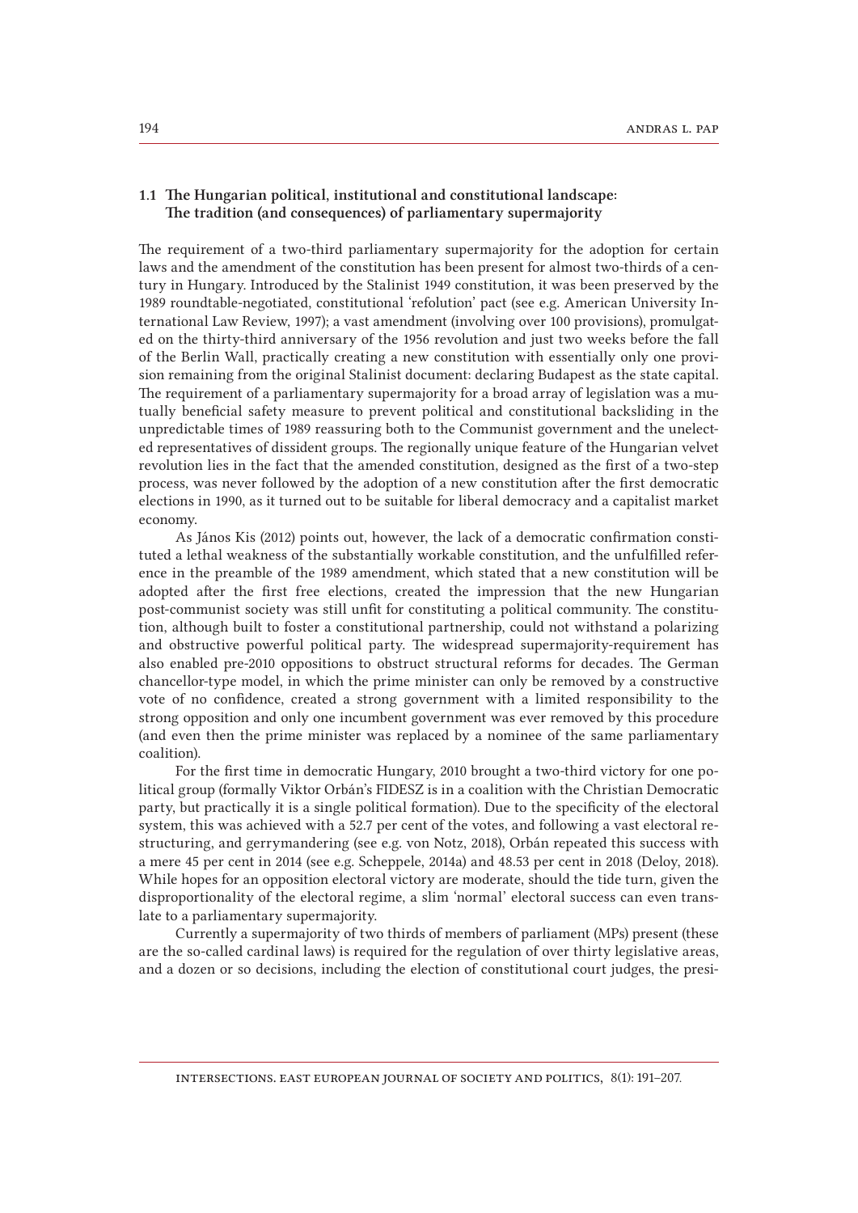### 1.1 The Hungarian political, institutional and constitutional landscape: The tradition (and consequences) of parliamentary supermajority

The requirement of a two-third parliamentary supermajority for the adoption for certain laws and the amendment of the constitution has been present for almost two-thirds of a century in Hungary. Introduced by the Stalinist 1949 constitution, it was been preserved by the 1989 roundtable-negotiated, constitutional 'refolution' pact (see e.g. American University International Law Review, 1997); a vast amendment (involving over 100 provisions), promulgated on the thirty-third anniversary of the 1956 revolution and just two weeks before the fall of the Berlin Wall, practically creating a new constitution with essentially only one provision remaining from the original Stalinist document: declaring Budapest as the state capital. The requirement of a parliamentary supermajority for a broad array of legislation was a mutually beneficial safety measure to prevent political and constitutional backsliding in the unpredictable times of 1989 reassuring both to the Communist government and the unelected representatives of dissident groups. The regionally unique feature of the Hungarian velvet revolution lies in the fact that the amended constitution, designed as the first of a two-step process, was never followed by the adoption of a new constitution after the first democratic elections in 1990, as it turned out to be suitable for liberal democracy and a capitalist market economy.

As János Kis (2012) points out, however, the lack of a democratic confirmation constituted a lethal weakness of the substantially workable constitution, and the unfulfilled reference in the preamble of the 1989 amendment, which stated that a new constitution will be adopted after the first free elections, created the impression that the new Hungarian post-communist society was still unfit for constituting a political community. The constitution, although built to foster a constitutional partnership, could not withstand a polarizing and obstructive powerful political party. The widespread supermajority-requirement has also enabled pre-2010 oppositions to obstruct structural reforms for decades. The German chancellor-type model, in which the prime minister can only be removed by a constructive vote of no confidence, created a strong government with a limited responsibility to the strong opposition and only one incumbent government was ever removed by this procedure (and even then the prime minister was replaced by a nominee of the same parliamentary coalition).

For the first time in democratic Hungary, 2010 brought a two-third victory for one political group (formally Viktor Orbán's FIDESZ is in a coalition with the Christian Democratic party, but practically it is a single political formation). Due to the specificity of the electoral system, this was achieved with a 52.7 per cent of the votes, and following a vast electoral restructuring, and gerrymandering (see e.g. von Notz, 2018), Orbán repeated this success with a mere 45 per cent in 2014 (see e.g. Scheppele, 2014a) and 48.53 per cent in 2018 (Deloy, 2018). While hopes for an opposition electoral victory are moderate, should the tide turn, given the disproportionality of the electoral regime, a slim 'normal' electoral success can even translate to a parliamentary supermajority.

Currently a supermajority of two thirds of members of parliament (MPs) present (these are the so-called cardinal laws) is required for the regulation of over thirty legislative areas, and a dozen or so decisions, including the election of constitutional court judges, the presi-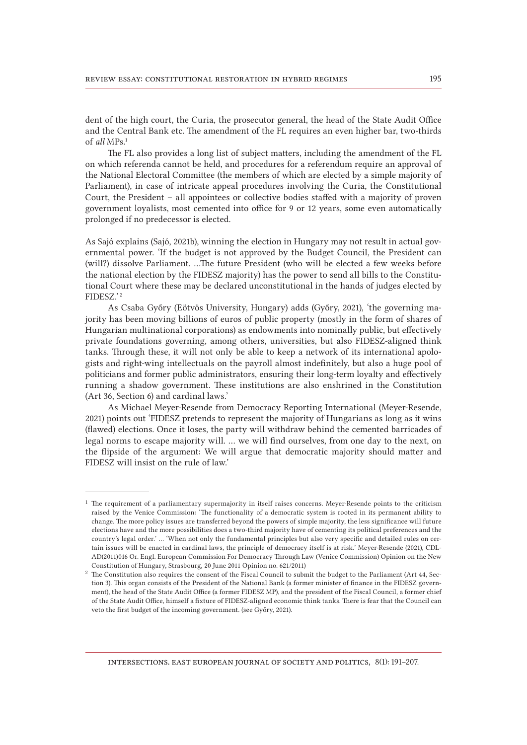dent of the high court, the Curia, the prosecutor general, the head of the State Audit Office and the Central Bank etc. The amendment of the FL requires an even higher bar, two-thirds of *all* MPs.[1]

The FL also provides a long list of subject matters, including the amendment of the FL on which referenda cannot be held, and procedures for a referendum require an approval of the National Electoral Committee (the members of which are elected by a simple majority of Parliament), in case of intricate appeal procedures involving the Curia, the Constitutional Court, the President – all appointees or collective bodies staffed with a majority of proven government loyalists, most cemented into office for 9 or 12 years, some even automatically prolonged if no predecessor is elected.

As Sajó explains (Sajó, 2021b), winning the election in Hungary may not result in actual governmental power. 'If the budget is not approved by the Budget Council, the President can (will?) dissolve Parliament. …The future President (who will be elected a few weeks before the national election by the FIDESZ majority) has the power to send all bills to the Constitutional Court where these may be declared unconstitutional in the hands of judges elected by FIDESZ.'[2]

As Csaba Győry (Eötvös University, Hungary) adds (Győry, 2021), 'the governing majority has been moving billions of euros of public property (mostly in the form of shares of Hungarian multinational corporations) as endowments into nominally public, but effectively private foundations governing, among others, universities, but also FIDESZ-aligned think tanks. Through these, it will not only be able to keep a network of its international apologists and right-wing intellectuals on the payroll almost indefinitely, but also a huge pool of politicians and former public administrators, ensuring their long-term loyalty and effectively running a shadow government. These institutions are also enshrined in the Constitution (Art 36, Section 6) and cardinal laws.'

As Michael Meyer-Resende from Democracy Reporting International (Meyer-Resende, 2021) points out 'FIDESZ pretends to represent the majority of Hungarians as long as it wins (flawed) elections. Once it loses, the party will withdraw behind the cemented barricades of legal norms to escape majority will. … we will find ourselves, from one day to the next, on the flipside of the argument: We will argue that democratic majority should matter and FIDESZ will insist on the rule of law.'

---

[1] The requirement of a parliamentary supermajority in itself raises concerns. Meyer-Resende points to the criticism raised by the Venice Commission: 'The functionality of a democratic system is rooted in its permanent ability to change. The more policy issues are transferred beyond the powers of simple majority, the less significance will future elections have and the more possibilities does a two-third majority have of cementing its political preferences and the country's legal order.' … 'When not only the fundamental principles but also very specific and detailed rules on certain issues will be enacted in cardinal laws, the principle of democracy itself is at risk.' Meyer-Resende (2021), CDL-AD(2011)016 Or. Engl. European Commission For Democracy Through Law (Venice Commission) Opinion on the New Constitution of Hungary, Strasbourg, 20 June 2011 Opinion no. 621/2011)

[2] The Constitution also requires the consent of the Fiscal Council to submit the budget to the Parliament (Art 44, Section 3). This organ consists of the President of the National Bank (a former minister of finance in the FIDESZ government), the head of the State Audit Office (a former FIDESZ MP), and the president of the Fiscal Council, a former chief of the State Audit Office, himself a fixture of FIDESZ-aligned economic think tanks. There is fear that the Council can veto the first budget of the incoming government. (see Győry, 2021).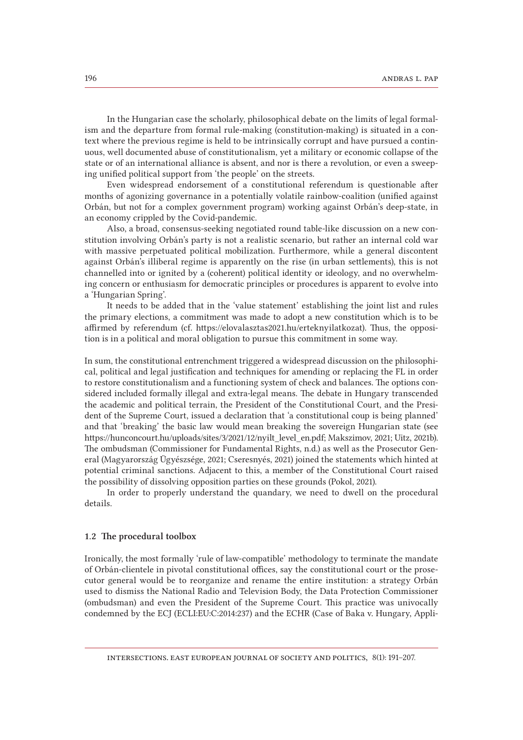In the Hungarian case the scholarly, philosophical debate on the limits of legal formalism and the departure from formal rule-making (constitution-making) is situated in a context where the previous regime is held to be intrinsically corrupt and have pursued a continuous, well documented abuse of constitutionalism, yet a military or economic collapse of the state or of an international alliance is absent, and nor is there a revolution, or even a sweeping unified political support from 'the people' on the streets.

Even widespread endorsement of a constitutional referendum is questionable after months of agonizing governance in a potentially volatile rainbow-coalition (unified against Orbán, but not for a complex government program) working against Orbán's deep-state, in an economy crippled by the Covid-pandemic.

Also, a broad, consensus-seeking negotiated round table-like discussion on a new constitution involving Orbán's party is not a realistic scenario, but rather an internal cold war with massive perpetuated political mobilization. Furthermore, while a general discontent against Orbán's illiberal regime is apparently on the rise (in urban settlements), this is not channelled into or ignited by a (coherent) political identity or ideology, and no overwhelming concern or enthusiasm for democratic principles or procedures is apparent to evolve into a 'Hungarian Spring'.

It needs to be added that in the 'value statement' establishing the joint list and rules the primary elections, a commitment was made to adopt a new constitution which is to be affirmed by referendum (cf. https://elovalasztas2021.hu/erteknyilatkozat). Thus, the opposition is in a political and moral obligation to pursue this commitment in some way.

In sum, the constitutional entrenchment triggered a widespread discussion on the philosophical, political and legal justification and techniques for amending or replacing the FL in order to restore constitutionalism and a functioning system of check and balances. The options considered included formally illegal and extra-legal means. The debate in Hungary transcended the academic and political terrain, the President of the Constitutional Court, and the President of the Supreme Court, issued a declaration that 'a constitutional coup is being planned' and that 'breaking' the basic law would mean breaking the sovereign Hungarian state (see https://hunconcourt.hu/uploads/sites/3/2021/12/nyilt_level_en.pdf; Makszimov, 2021; Uitz, 2021b). The ombudsman (Commissioner for Fundamental Rights, n.d.) as well as the Prosecutor General (Magyarország Ügyészsége, 2021; Cseresnyés, 2021) joined the statements which hinted at potential criminal sanctions. Adjacent to this, a member of the Constitutional Court raised the possibility of dissolving opposition parties on these grounds (Pokol, 2021).

In order to properly understand the quandary, we need to dwell on the procedural details.

### 1.2 The procedural toolbox

Ironically, the most formally 'rule of law-compatible' methodology to terminate the mandate of Orbán-clientele in pivotal constitutional offices, say the constitutional court or the prosecutor general would be to reorganize and rename the entire institution: a strategy Orbán used to dismiss the National Radio and Television Body, the Data Protection Commissioner (ombudsman) and even the President of the Supreme Court. This practice was univocally condemned by the ECJ (ECLI:EU:C:2014:237) and the ECHR (Case of Baka v. Hungary, Appli-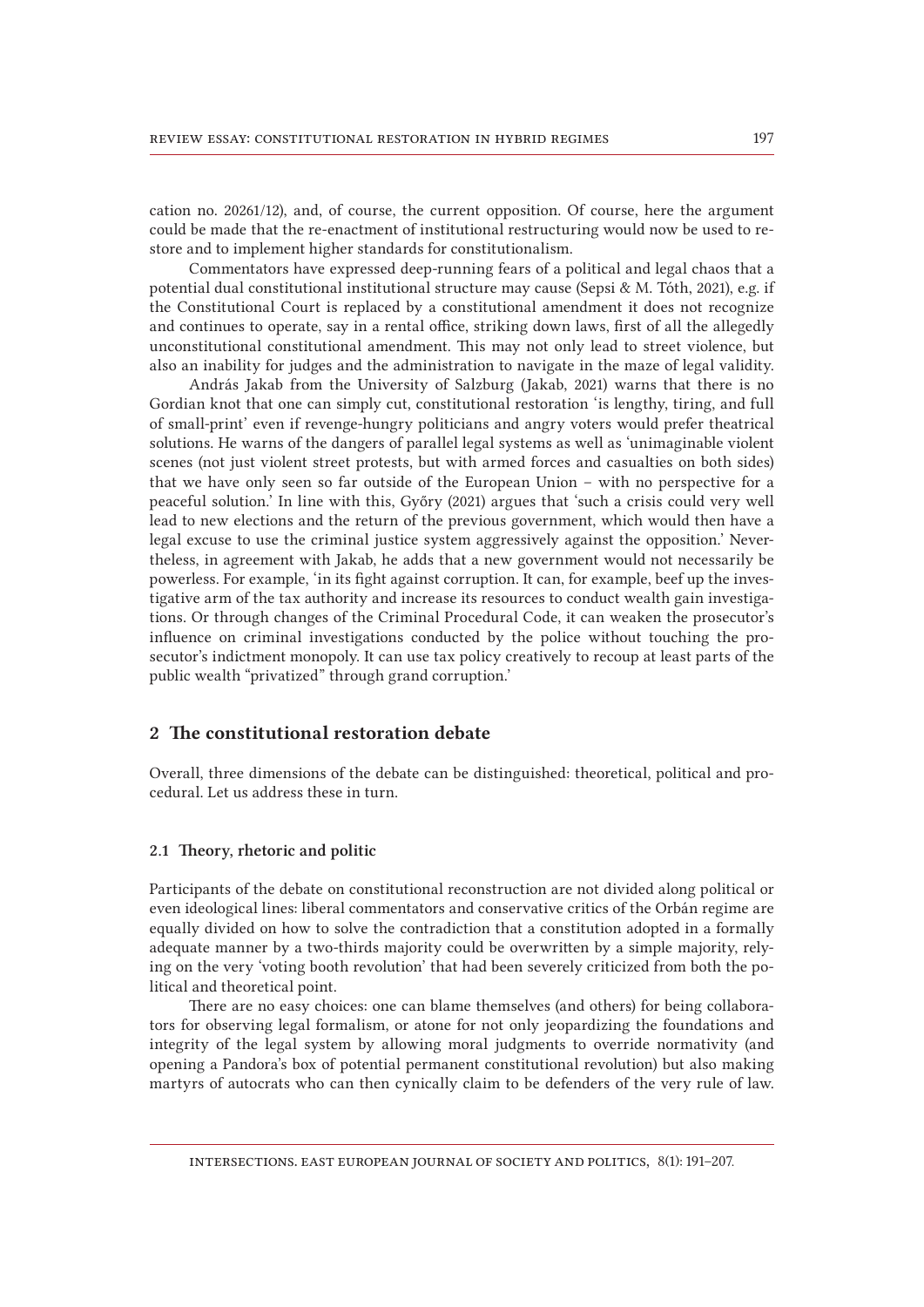cation no. 20261/12), and, of course, the current opposition. Of course, here the argument could be made that the re-enactment of institutional restructuring would now be used to restore and to implement higher standards for constitutionalism.

Commentators have expressed deep-running fears of a political and legal chaos that a potential dual constitutional institutional structure may cause (Sepsi & M. Tóth, 2021), e.g. if the Constitutional Court is replaced by a constitutional amendment it does not recognize and continues to operate, say in a rental office, striking down laws, first of all the allegedly unconstitutional constitutional amendment. This may not only lead to street violence, but also an inability for judges and the administration to navigate in the maze of legal validity.

András Jakab from the University of Salzburg (Jakab, 2021) warns that there is no Gordian knot that one can simply cut, constitutional restoration 'is lengthy, tiring, and full of small-print' even if revenge-hungry politicians and angry voters would prefer theatrical solutions. He warns of the dangers of parallel legal systems as well as 'unimaginable violent scenes (not just violent street protests, but with armed forces and casualties on both sides) that we have only seen so far outside of the European Union – with no perspective for a peaceful solution.' In line with this, Győry (2021) argues that 'such a crisis could very well lead to new elections and the return of the previous government, which would then have a legal excuse to use the criminal justice system aggressively against the opposition.' Nevertheless, in agreement with Jakab, he adds that a new government would not necessarily be powerless. For example, 'in its fight against corruption. It can, for example, beef up the investigative arm of the tax authority and increase its resources to conduct wealth gain investigations. Or through changes of the Criminal Procedural Code, it can weaken the prosecutor's influence on criminal investigations conducted by the police without touching the prosecutor's indictment monopoly. It can use tax policy creatively to recoup at least parts of the public wealth "privatized" through grand corruption.'

## 2 The constitutional restoration debate

Overall, three dimensions of the debate can be distinguished: theoretical, political and procedural. Let us address these in turn.

### 2.1 Theory, rhetoric and politic

Participants of the debate on constitutional reconstruction are not divided along political or even ideological lines: liberal commentators and conservative critics of the Orbán regime are equally divided on how to solve the contradiction that a constitution adopted in a formally adequate manner by a two-thirds majority could be overwritten by a simple majority, relying on the very 'voting booth revolution' that had been severely criticized from both the political and theoretical point.

There are no easy choices: one can blame themselves (and others) for being collaborators for observing legal formalism, or atone for not only jeopardizing the foundations and integrity of the legal system by allowing moral judgments to override normativity (and opening a Pandora's box of potential permanent constitutional revolution) but also making martyrs of autocrats who can then cynically claim to be defenders of the very rule of law.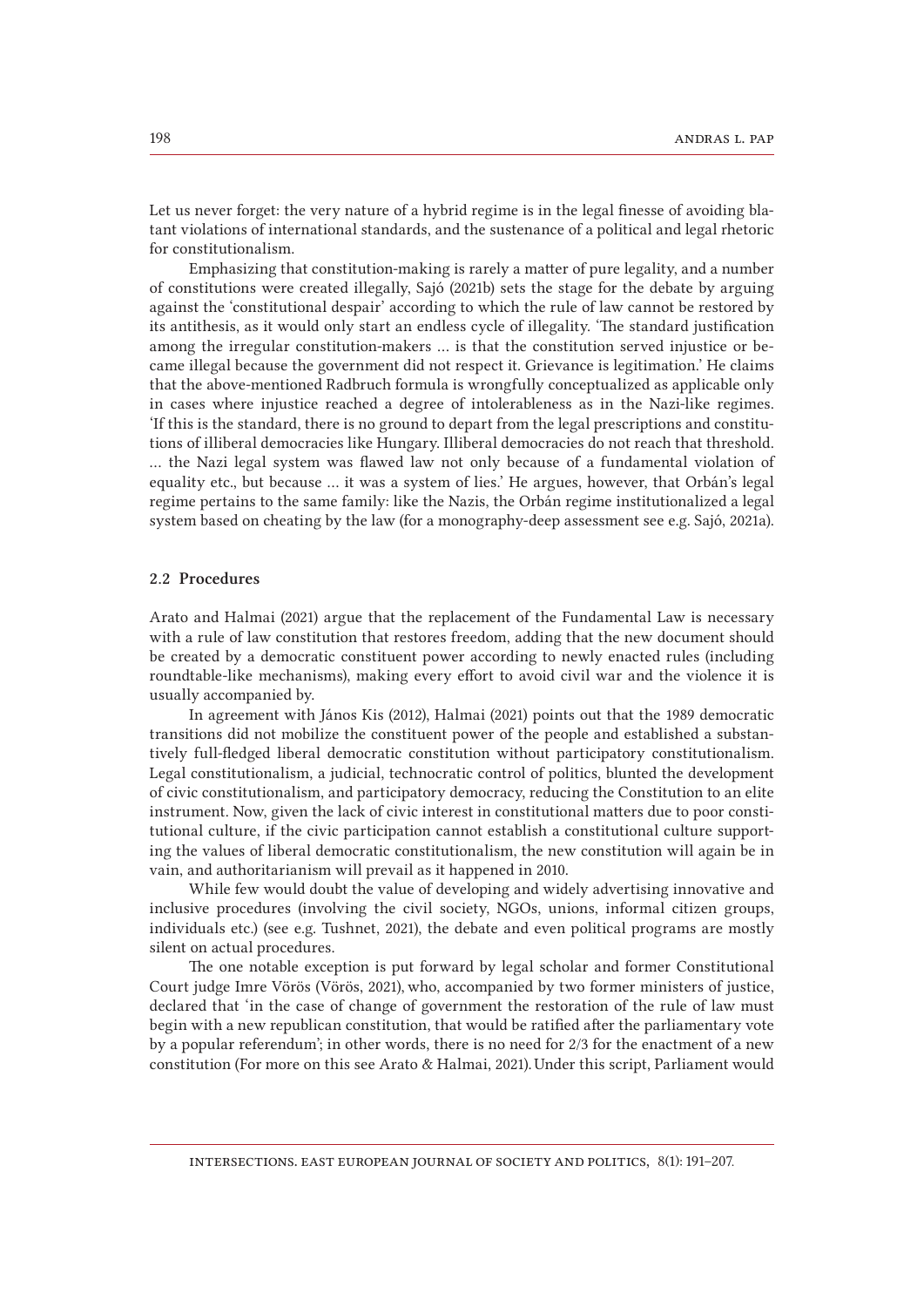Let us never forget: the very nature of a hybrid regime is in the legal finesse of avoiding blatant violations of international standards, and the sustenance of a political and legal rhetoric for constitutionalism.

Emphasizing that constitution-making is rarely a matter of pure legality, and a number of constitutions were created illegally, Sajó (2021b) sets the stage for the debate by arguing against the 'constitutional despair' according to which the rule of law cannot be restored by its antithesis, as it would only start an endless cycle of illegality. 'The standard justification among the irregular constitution-makers … is that the constitution served injustice or became illegal because the government did not respect it. Grievance is legitimation.' He claims that the above-mentioned Radbruch formula is wrongfully conceptualized as applicable only in cases where injustice reached a degree of intolerableness as in the Nazi-like regimes. 'If this is the standard, there is no ground to depart from the legal prescriptions and constitutions of illiberal democracies like Hungary. Illiberal democracies do not reach that threshold. … the Nazi legal system was flawed law not only because of a fundamental violation of equality etc., but because … it was a system of lies.' He argues, however, that Orbán's legal regime pertains to the same family: like the Nazis, the Orbán regime institutionalized a legal system based on cheating by the law (for a monography-deep assessment see e.g. Sajó, 2021a).

### 2.2 Procedures

Arato and Halmai (2021) argue that the replacement of the Fundamental Law is necessary with a rule of law constitution that restores freedom, adding that the new document should be created by a democratic constituent power according to newly enacted rules (including roundtable-like mechanisms), making every effort to avoid civil war and the violence it is usually accompanied by.

In agreement with János Kis (2012), Halmai (2021) points out that the 1989 democratic transitions did not mobilize the constituent power of the people and established a substantively full-fledged liberal democratic constitution without participatory constitutionalism. Legal constitutionalism, a judicial, technocratic control of politics, blunted the development of civic constitutionalism, and participatory democracy, reducing the Constitution to an elite instrument. Now, given the lack of civic interest in constitutional matters due to poor constitutional culture, if the civic participation cannot establish a constitutional culture supporting the values of liberal democratic constitutionalism, the new constitution will again be in vain, and authoritarianism will prevail as it happened in 2010.

While few would doubt the value of developing and widely advertising innovative and inclusive procedures (involving the civil society, NGOs, unions, informal citizen groups, individuals etc.) (see e.g. Tushnet, 2021), the debate and even political programs are mostly silent on actual procedures.

The one notable exception is put forward by legal scholar and former Constitutional Court judge Imre Vörös (Vörös, 2021), who, accompanied by two former ministers of justice, declared that 'in the case of change of government the restoration of the rule of law must begin with a new republican constitution, that would be ratified after the parliamentary vote by a popular referendum'; in other words, there is no need for 2/3 for the enactment of a new constitution (For more on this see Arato & Halmai, 2021). Under this script, Parliament would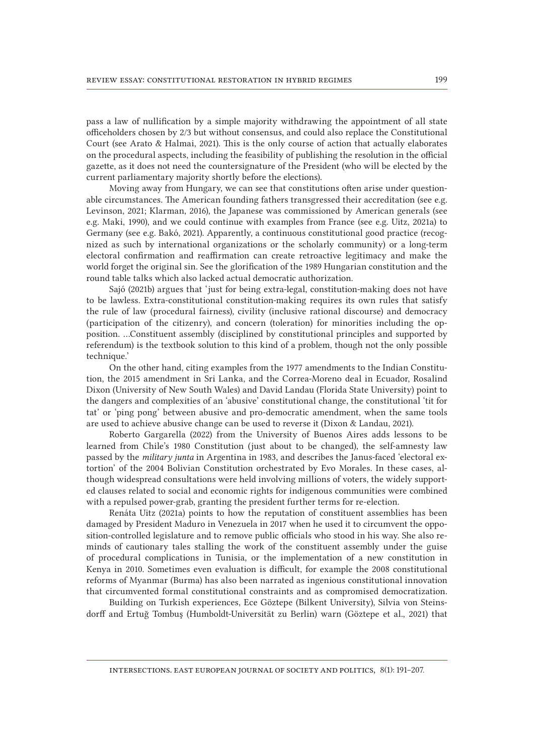pass a law of nullification by a simple majority withdrawing the appointment of all state officeholders chosen by 2/3 but without consensus, and could also replace the Constitutional Court (see Arato & Halmai, 2021). This is the only course of action that actually elaborates on the procedural aspects, including the feasibility of publishing the resolution in the official gazette, as it does not need the countersignature of the President (who will be elected by the current parliamentary majority shortly before the elections).

Moving away from Hungary, we can see that constitutions often arise under questionable circumstances. The American founding fathers transgressed their accreditation (see e.g. Levinson, 2021; Klarman, 2016), the Japanese was commissioned by American generals (see e.g. Maki, 1990), and we could continue with examples from France (see e.g. Uitz, 2021a) to Germany (see e.g. Bakó, 2021). Apparently, a continuous constitutional good practice (recognized as such by international organizations or the scholarly community) or a long-term electoral confirmation and reaffirmation can create retroactive legitimacy and make the world forget the original sin. See the glorification of the 1989 Hungarian constitution and the round table talks which also lacked actual democratic authorization.

Sajó (2021b) argues that 'just for being extra-legal, constitution-making does not have to be lawless. Extra-constitutional constitution-making requires its own rules that satisfy the rule of law (procedural fairness), civility (inclusive rational discourse) and democracy (participation of the citizenry), and concern (toleration) for minorities including the opposition. …Constituent assembly (disciplined by constitutional principles and supported by referendum) is the textbook solution to this kind of a problem, though not the only possible technique.'

On the other hand, citing examples from the 1977 amendments to the Indian Constitution, the 2015 amendment in Sri Lanka, and the Correa-Moreno deal in Ecuador, Rosalind Dixon (University of New South Wales) and David Landau (Florida State University) point to the dangers and complexities of an 'abusive' constitutional change, the constitutional 'tit for tat' or 'ping pong' between abusive and pro-democratic amendment, when the same tools are used to achieve abusive change can be used to reverse it (Dixon & Landau, 2021).

Roberto Gargarella (2022) from the University of Buenos Aires adds lessons to be learned from Chile's 1980 Constitution (just about to be changed), the self-amnesty law passed by the *military junta* in Argentina in 1983, and describes the Janus-faced 'electoral extortion' of the 2004 Bolivian Constitution orchestrated by Evo Morales. In these cases, although widespread consultations were held involving millions of voters, the widely supported clauses related to social and economic rights for indigenous communities were combined with a repulsed power-grab, granting the president further terms for re-election.

Renáta Uitz (2021a) points to how the reputation of constituent assemblies has been damaged by President Maduro in Venezuela in 2017 when he used it to circumvent the opposition-controlled legislature and to remove public officials who stood in his way. She also reminds of cautionary tales stalling the work of the constituent assembly under the guise of procedural complications in Tunisia, or the implementation of a new constitution in Kenya in 2010. Sometimes even evaluation is difficult, for example the 2008 constitutional reforms of Myanmar (Burma) has also been narrated as ingenious constitutional innovation that circumvented formal constitutional constraints and as compromised democratization.

Building on Turkish experiences, Ece Göztepe (Bilkent University), Silvia von Steinsdorff and Ertuğ Tombuş (Humboldt-Universität zu Berlin) warn (Göztepe et al., 2021) that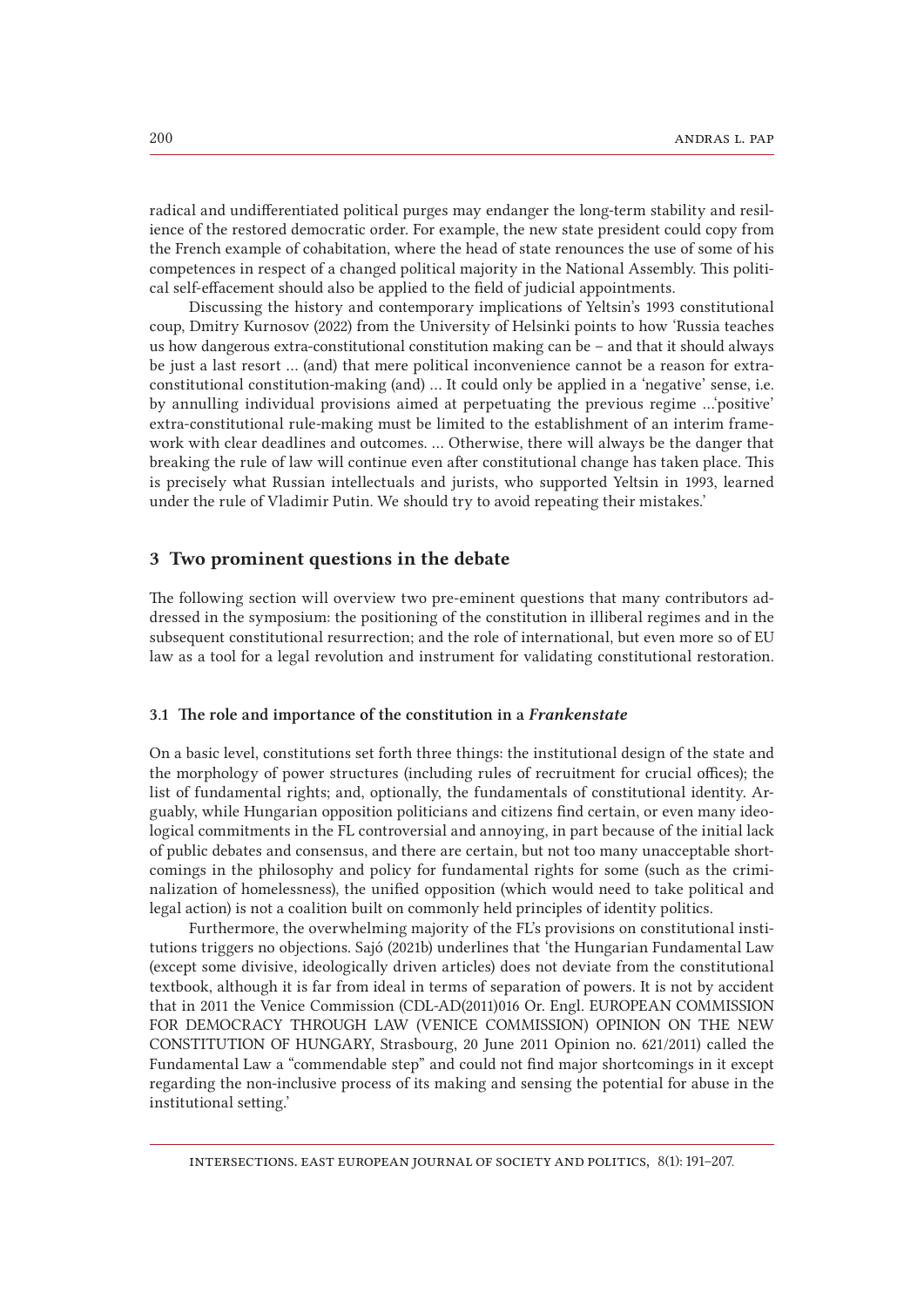radical and undifferentiated political purges may endanger the long-term stability and resilience of the restored democratic order. For example, the new state president could copy from the French example of cohabitation, where the head of state renounces the use of some of his competences in respect of a changed political majority in the National Assembly. This political self-effacement should also be applied to the field of judicial appointments.

Discussing the history and contemporary implications of Yeltsin's 1993 constitutional coup, Dmitry Kurnosov (2022) from the University of Helsinki points to how 'Russia teaches us how dangerous extra-constitutional constitution making can be – and that it should always be just a last resort … (and) that mere political inconvenience cannot be a reason for extra-constitutional constitution-making (and) … It could only be applied in a 'negative' sense, i.e. by annulling individual provisions aimed at perpetuating the previous regime …'positive' extra-constitutional rule-making must be limited to the establishment of an interim framework with clear deadlines and outcomes. … Otherwise, there will always be the danger that breaking the rule of law will continue even after constitutional change has taken place. This is precisely what Russian intellectuals and jurists, who supported Yeltsin in 1993, learned under the rule of Vladimir Putin. We should try to avoid repeating their mistakes.'

## 3 Two prominent questions in the debate

The following section will overview two pre-eminent questions that many contributors addressed in the symposium: the positioning of the constitution in illiberal regimes and in the subsequent constitutional resurrection; and the role of international, but even more so of EU law as a tool for a legal revolution and instrument for validating constitutional restoration.

### 3.1 The role and importance of the constitution in a *Frankenstate*

On a basic level, constitutions set forth three things: the institutional design of the state and the morphology of power structures (including rules of recruitment for crucial offices); the list of fundamental rights; and, optionally, the fundamentals of constitutional identity. Arguably, while Hungarian opposition politicians and citizens find certain, or even many ideological commitments in the FL controversial and annoying, in part because of the initial lack of public debates and consensus, and there are certain, but not too many unacceptable shortcomings in the philosophy and policy for fundamental rights for some (such as the criminalization of homelessness), the unified opposition (which would need to take political and legal action) is not a coalition built on commonly held principles of identity politics.

Furthermore, the overwhelming majority of the FL's provisions on constitutional institutions triggers no objections. Sajó (2021b) underlines that 'the Hungarian Fundamental Law (except some divisive, ideologically driven articles) does not deviate from the constitutional textbook, although it is far from ideal in terms of separation of powers. It is not by accident that in 2011 the Venice Commission (CDL-AD(2011)016 Or. Engl. EUROPEAN COMMISSION FOR DEMOCRACY THROUGH LAW (VENICE COMMISSION) OPINION ON THE NEW CONSTITUTION OF HUNGARY, Strasbourg, 20 June 2011 Opinion no. 621/2011) called the Fundamental Law a "commendable step" and could not find major shortcomings in it except regarding the non-inclusive process of its making and sensing the potential for abuse in the institutional setting.'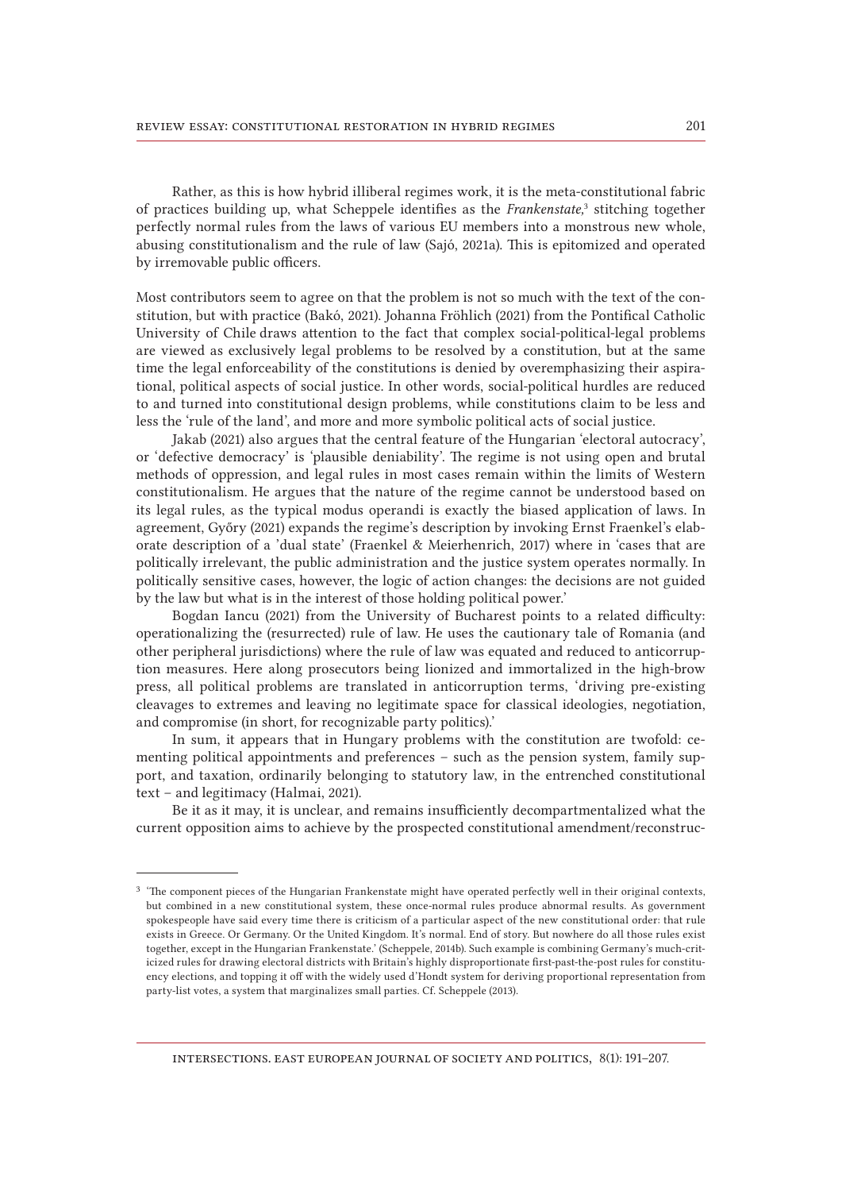Rather, as this is how hybrid illiberal regimes work, it is the meta-constitutional fabric of practices building up, what Scheppele identifies as the *Frankenstate*,[3] stitching together perfectly normal rules from the laws of various EU members into a monstrous new whole, abusing constitutionalism and the rule of law (Sajó, 2021a). This is epitomized and operated by irremovable public officers.

Most contributors seem to agree on that the problem is not so much with the text of the constitution, but with practice (Bakó, 2021). Johanna Fröhlich (2021) from the Pontifical Catholic University of Chile draws attention to the fact that complex social-political-legal problems are viewed as exclusively legal problems to be resolved by a constitution, but at the same time the legal enforceability of the constitutions is denied by overemphasizing their aspirational, political aspects of social justice. In other words, social-political hurdles are reduced to and turned into constitutional design problems, while constitutions claim to be less and less the 'rule of the land', and more and more symbolic political acts of social justice.

Jakab (2021) also argues that the central feature of the Hungarian 'electoral autocracy', or 'defective democracy' is 'plausible deniability'. The regime is not using open and brutal methods of oppression, and legal rules in most cases remain within the limits of Western constitutionalism. He argues that the nature of the regime cannot be understood based on its legal rules, as the typical modus operandi is exactly the biased application of laws. In agreement, Győry (2021) expands the regime's description by invoking Ernst Fraenkel's elaborate description of a 'dual state' (Fraenkel & Meierhenrich, 2017) where in 'cases that are politically irrelevant, the public administration and the justice system operates normally. In politically sensitive cases, however, the logic of action changes: the decisions are not guided by the law but what is in the interest of those holding political power.'

Bogdan Iancu (2021) from the University of Bucharest points to a related difficulty: operationalizing the (resurrected) rule of law. He uses the cautionary tale of Romania (and other peripheral jurisdictions) where the rule of law was equated and reduced to anticorruption measures. Here along prosecutors being lionized and immortalized in the high-brow press, all political problems are translated in anticorruption terms, 'driving pre-existing cleavages to extremes and leaving no legitimate space for classical ideologies, negotiation, and compromise (in short, for recognizable party politics).'

In sum, it appears that in Hungary problems with the constitution are twofold: cementing political appointments and preferences – such as the pension system, family support, and taxation, ordinarily belonging to statutory law, in the entrenched constitutional text – and legitimacy (Halmai, 2021).

Be it as it may, it is unclear, and remains insufficiently decompartmentalized what the current opposition aims to achieve by the prospected constitutional amendment/reconstruc-

[3] 'The component pieces of the Hungarian Frankenstate might have operated perfectly well in their original contexts, but combined in a new constitutional system, these once-normal rules produce abnormal results. As government spokespeople have said every time there is criticism of a particular aspect of the new constitutional order: that rule exists in Greece. Or Germany. Or the United Kingdom. It's normal. End of story. But nowhere do all those rules exist together, except in the Hungarian Frankenstate.' (Scheppele, 2014b). Such example is combining Germany's much-criticized rules for drawing electoral districts with Britain's highly disproportionate first-past-the-post rules for constituency elections, and topping it off with the widely used d'Hondt system for deriving proportional representation from party-list votes, a system that marginalizes small parties. Cf. Scheppele (2013).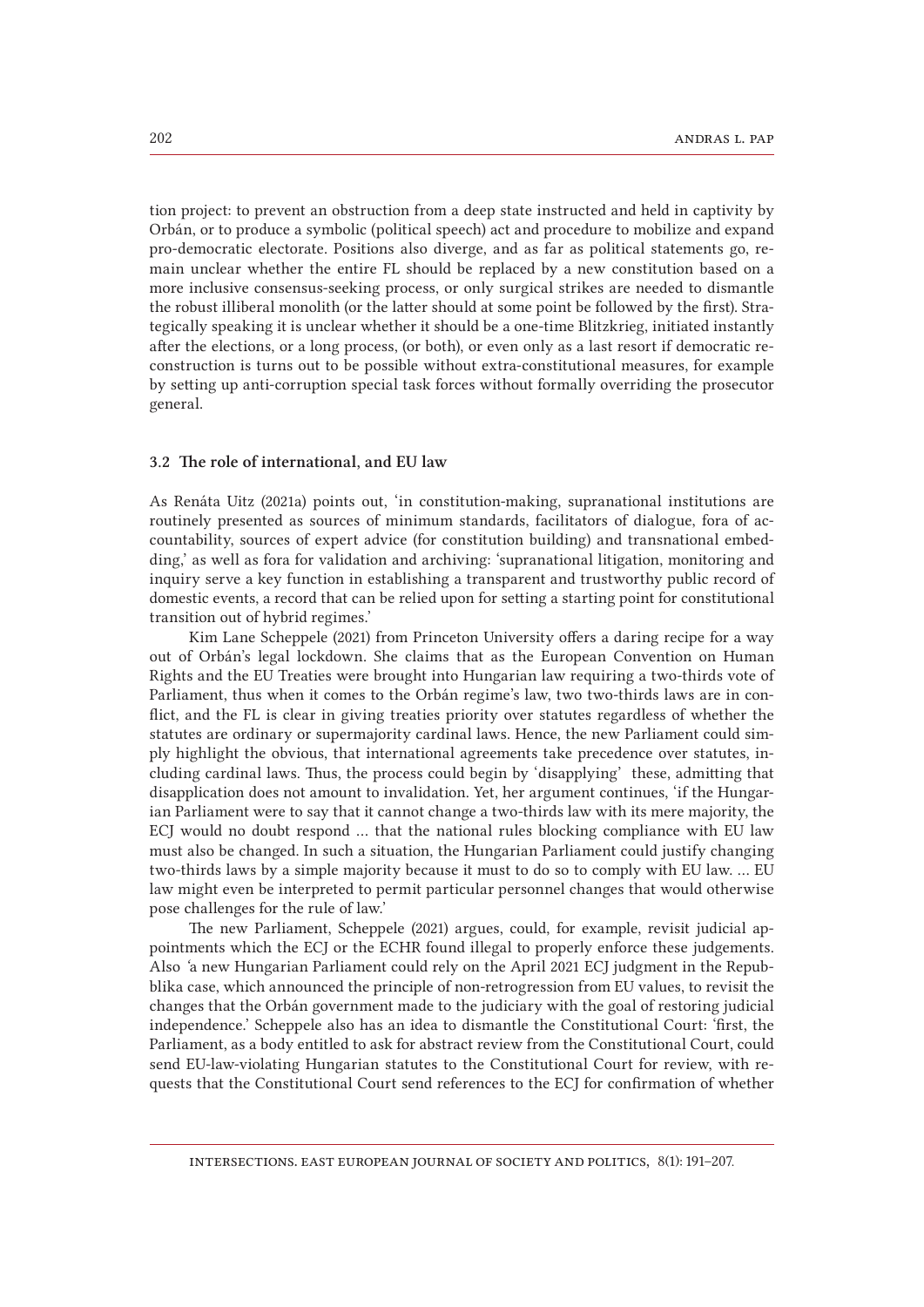tion project: to prevent an obstruction from a deep state instructed and held in captivity by Orbán, or to produce a symbolic (political speech) act and procedure to mobilize and expand pro-democratic electorate. Positions also diverge, and as far as political statements go, remain unclear whether the entire FL should be replaced by a new constitution based on a more inclusive consensus-seeking process, or only surgical strikes are needed to dismantle the robust illiberal monolith (or the latter should at some point be followed by the first). Strategically speaking it is unclear whether it should be a one-time Blitzkrieg, initiated instantly after the elections, or a long process, (or both), or even only as a last resort if democratic reconstruction is turns out to be possible without extra-constitutional measures, for example by setting up anti-corruption special task forces without formally overriding the prosecutor general.

### 3.2 The role of international, and EU law

As Renáta Uitz (2021a) points out, 'in constitution-making, supranational institutions are routinely presented as sources of minimum standards, facilitators of dialogue, fora of accountability, sources of expert advice (for constitution building) and transnational embedding,' as well as fora for validation and archiving: 'supranational litigation, monitoring and inquiry serve a key function in establishing a transparent and trustworthy public record of domestic events, a record that can be relied upon for setting a starting point for constitutional transition out of hybrid regimes.'

Kim Lane Scheppele (2021) from Princeton University offers a daring recipe for a way out of Orbán's legal lockdown. She claims that as the European Convention on Human Rights and the EU Treaties were brought into Hungarian law requiring a two-thirds vote of Parliament, thus when it comes to the Orbán regime's law, two two-thirds laws are in conflict, and the FL is clear in giving treaties priority over statutes regardless of whether the statutes are ordinary or supermajority cardinal laws. Hence, the new Parliament could simply highlight the obvious, that international agreements take precedence over statutes, including cardinal laws. Thus, the process could begin by 'disapplying' these, admitting that disapplication does not amount to invalidation. Yet, her argument continues, 'if the Hungarian Parliament were to say that it cannot change a two-thirds law with its mere majority, the ECJ would no doubt respond … that the national rules blocking compliance with EU law must also be changed. In such a situation, the Hungarian Parliament could justify changing two-thirds laws by a simple majority because it must to do so to comply with EU law. … EU law might even be interpreted to permit particular personnel changes that would otherwise pose challenges for the rule of law.'

The new Parliament, Scheppele (2021) argues, could, for example, revisit judicial appointments which the ECJ or the ECHR found illegal to properly enforce these judgements. Also 'a new Hungarian Parliament could rely on the April 2021 ECJ judgment in the Repubblika case, which announced the principle of non-retrogression from EU values, to revisit the changes that the Orbán government made to the judiciary with the goal of restoring judicial independence.' Scheppele also has an idea to dismantle the Constitutional Court: 'first, the Parliament, as a body entitled to ask for abstract review from the Constitutional Court, could send EU-law-violating Hungarian statutes to the Constitutional Court for review, with requests that the Constitutional Court send references to the ECJ for confirmation of whether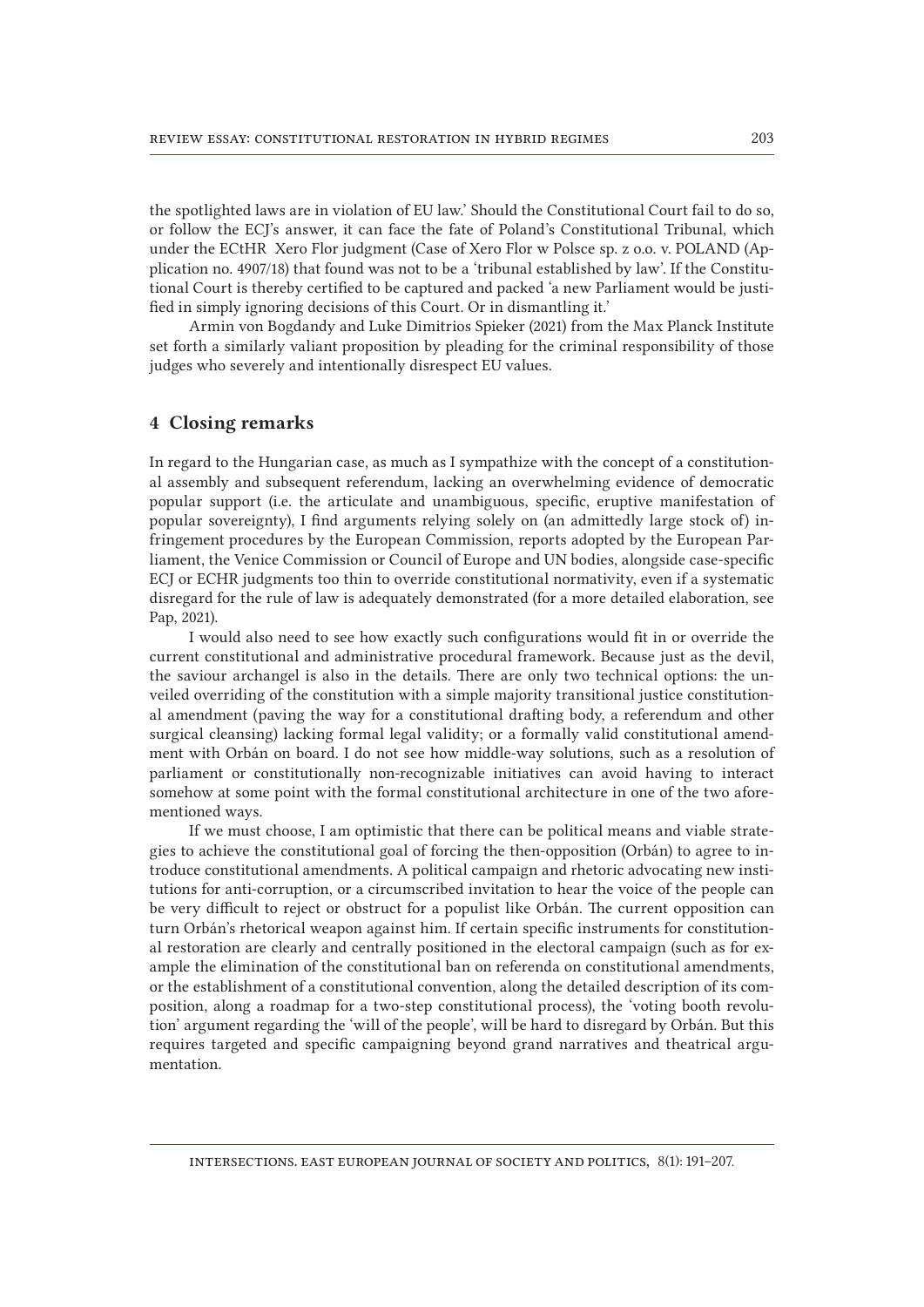the spotlighted laws are in violation of EU law.' Should the Constitutional Court fail to do so, or follow the ECJ's answer, it can face the fate of Poland's Constitutional Tribunal, which under the ECtHR Xero Flor judgment (Case of Xero Flor w Polsce sp. z o.o. v. POLAND (Application no. 4907/18) that found was not to be a 'tribunal established by law'. If the Constitutional Court is thereby certified to be captured and packed 'a new Parliament would be justified in simply ignoring decisions of this Court. Or in dismantling it.'

Armin von Bogdandy and Luke Dimitrios Spieker (2021) from the Max Planck Institute set forth a similarly valiant proposition by pleading for the criminal responsibility of those judges who severely and intentionally disrespect EU values.

## 4 Closing remarks

In regard to the Hungarian case, as much as I sympathize with the concept of a constitutional assembly and subsequent referendum, lacking an overwhelming evidence of democratic popular support (i.e. the articulate and unambiguous, specific, eruptive manifestation of popular sovereignty), I find arguments relying solely on (an admittedly large stock of) infringement procedures by the European Commission, reports adopted by the European Parliament, the Venice Commission or Council of Europe and UN bodies, alongside case-specific ECJ or ECHR judgments too thin to override constitutional normativity, even if a systematic disregard for the rule of law is adequately demonstrated (for a more detailed elaboration, see Pap, 2021).

I would also need to see how exactly such configurations would fit in or override the current constitutional and administrative procedural framework. Because just as the devil, the saviour archangel is also in the details. There are only two technical options: the unveiled overriding of the constitution with a simple majority transitional justice constitutional amendment (paving the way for a constitutional drafting body, a referendum and other surgical cleansing) lacking formal legal validity; or a formally valid constitutional amendment with Orbán on board. I do not see how middle-way solutions, such as a resolution of parliament or constitutionally non-recognizable initiatives can avoid having to interact somehow at some point with the formal constitutional architecture in one of the two aforementioned ways.

If we must choose, I am optimistic that there can be political means and viable strategies to achieve the constitutional goal of forcing the then-opposition (Orbán) to agree to introduce constitutional amendments. A political campaign and rhetoric advocating new institutions for anti-corruption, or a circumscribed invitation to hear the voice of the people can be very difficult to reject or obstruct for a populist like Orbán. The current opposition can turn Orbán's rhetorical weapon against him. If certain specific instruments for constitutional restoration are clearly and centrally positioned in the electoral campaign (such as for example the elimination of the constitutional ban on referenda on constitutional amendments, or the establishment of a constitutional convention, along the detailed description of its composition, along a roadmap for a two-step constitutional process), the 'voting booth revolution' argument regarding the 'will of the people', will be hard to disregard by Orbán. But this requires targeted and specific campaigning beyond grand narratives and theatrical argumentation.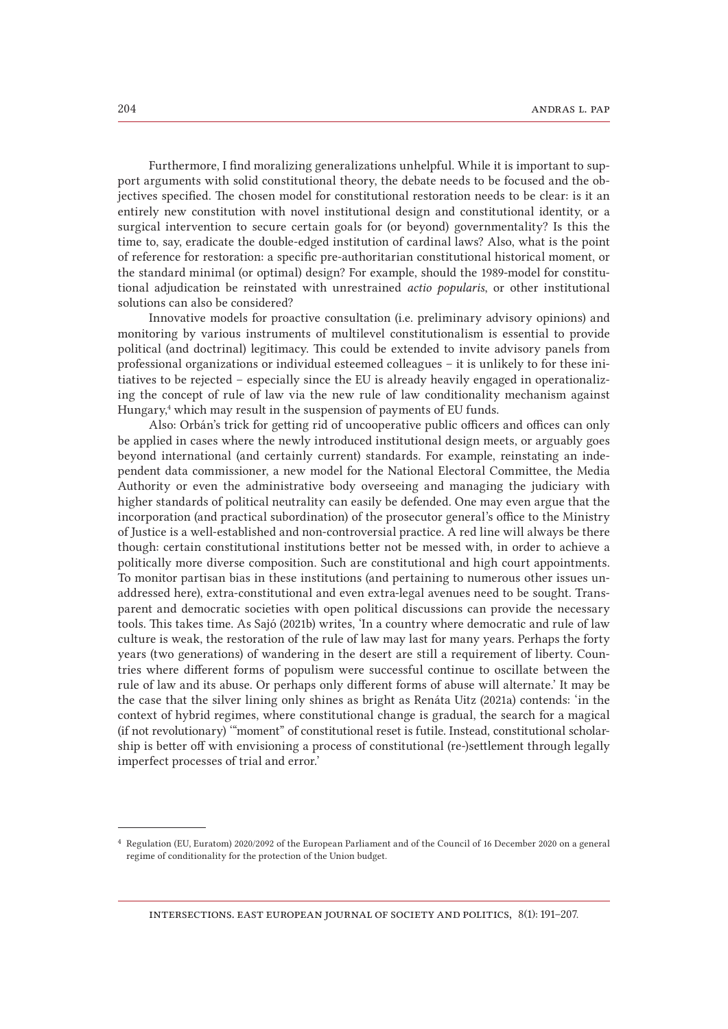Furthermore, I find moralizing generalizations unhelpful. While it is important to support arguments with solid constitutional theory, the debate needs to be focused and the objectives specified. The chosen model for constitutional restoration needs to be clear: is it an entirely new constitution with novel institutional design and constitutional identity, or a surgical intervention to secure certain goals for (or beyond) governmentality? Is this the time to, say, eradicate the double-edged institution of cardinal laws? Also, what is the point of reference for restoration: a specific pre-authoritarian constitutional historical moment, or the standard minimal (or optimal) design? For example, should the 1989-model for constitutional adjudication be reinstated with unrestrained *actio popularis*, or other institutional solutions can also be considered?

Innovative models for proactive consultation (i.e. preliminary advisory opinions) and monitoring by various instruments of multilevel constitutionalism is essential to provide political (and doctrinal) legitimacy. This could be extended to invite advisory panels from professional organizations or individual esteemed colleagues – it is unlikely to for these initiatives to be rejected – especially since the EU is already heavily engaged in operationalizing the concept of rule of law via the new rule of law conditionality mechanism against Hungary,[4] which may result in the suspension of payments of EU funds.

Also: Orbán's trick for getting rid of uncooperative public officers and offices can only be applied in cases where the newly introduced institutional design meets, or arguably goes beyond international (and certainly current) standards. For example, reinstating an independent data commissioner, a new model for the National Electoral Committee, the Media Authority or even the administrative body overseeing and managing the judiciary with higher standards of political neutrality can easily be defended. One may even argue that the incorporation (and practical subordination) of the prosecutor general's office to the Ministry of Justice is a well-established and non-controversial practice. A red line will always be there though: certain constitutional institutions better not be messed with, in order to achieve a politically more diverse composition. Such are constitutional and high court appointments. To monitor partisan bias in these institutions (and pertaining to numerous other issues unaddressed here), extra-constitutional and even extra-legal avenues need to be sought. Transparent and democratic societies with open political discussions can provide the necessary tools. This takes time. As Sajó (2021b) writes, 'In a country where democratic and rule of law culture is weak, the restoration of the rule of law may last for many years. Perhaps the forty years (two generations) of wandering in the desert are still a requirement of liberty. Countries where different forms of populism were successful continue to oscillate between the rule of law and its abuse. Or perhaps only different forms of abuse will alternate.' It may be the case that the silver lining only shines as bright as Renáta Uitz (2021a) contends: 'in the context of hybrid regimes, where constitutional change is gradual, the search for a magical (if not revolutionary) '"moment" of constitutional reset is futile. Instead, constitutional scholarship is better off with envisioning a process of constitutional (re-)settlement through legally imperfect processes of trial and error.'

---

[4] Regulation (EU, Euratom) 2020/2092 of the European Parliament and of the Council of 16 December 2020 on a general regime of conditionality for the protection of the Union budget.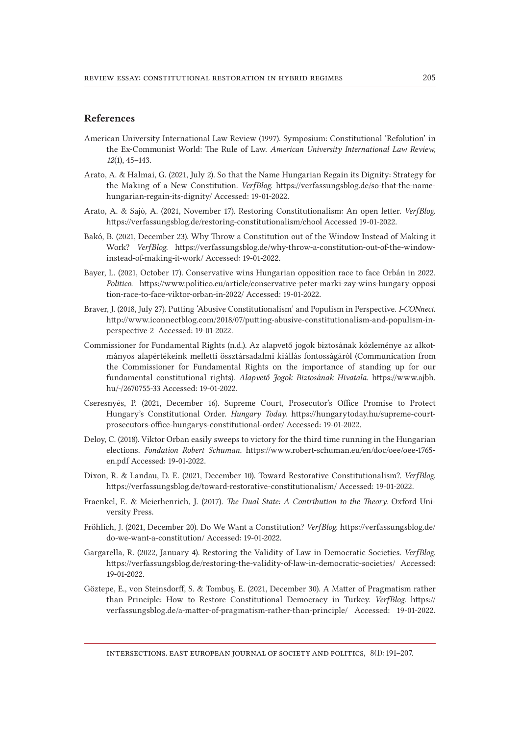## References

American University International Law Review (1997). Symposium: Constitutional 'Refolution' in the Ex-Communist World: The Rule of Law. *American University International Law Review, 12*(1), 45–143.

Arato, A. & Halmai, G. (2021, July 2). So that the Name Hungarian Regain its Dignity: Strategy for the Making of a New Constitution. *VerfBlog.* https://verfassungsblog.de/so-that-the-name-hungarian-regain-its-dignity/ Accessed: 19-01-2022.

Arato, A. & Sajó, A. (2021, November 17). Restoring Constitutionalism: An open letter. *VerfBlog.* https://verfassungsblog.de/restoring-constitutionalism/chool Accessed 19-01-2022.

Bakó, B. (2021, December 23). Why Throw a Constitution out of the Window Instead of Making it Work? *VerfBlog.* https://verfassungsblog.de/why-throw-a-constitution-out-of-the-window-instead-of-making-it-work/ Accessed: 19-01-2022.

Bayer, L. (2021, October 17). Conservative wins Hungarian opposition race to face Orbán in 2022. *Politico.* https://www.politico.eu/article/conservative-peter-marki-zay-wins-hungary-opposition-race-to-face-viktor-orban-in-2022/ Accessed: 19-01-2022.

Braver, J. (2018, July 27). Putting 'Abusive Constitutionalism' and Populism in Perspective. *I-CONnect.* http://www.iconnectblog.com/2018/07/putting-abusive-constitutionalism-and-populism-in-perspective-2 Accessed: 19-01-2022.

Commissioner for Fundamental Rights (n.d.). Az alapvető jogok biztosának közleménye az alkotmányos alapértékeink melletti össztársadalmi kiállás fontosságáról (Communication from the Commissioner for Fundamental Rights on the importance of standing up for our fundamental constitutional rights). *Alapvető Jogok Biztosának Hivatala.* https://www.ajbh.hu/-/2670755-33 Accessed: 19-01-2022.

Cseresnyés, P. (2021, December 16). Supreme Court, Prosecutor's Office Promise to Protect Hungary's Constitutional Order. *Hungary Today.* https://hungarytoday.hu/supreme-court-prosecutors-office-hungarys-constitutional-order/ Accessed: 19-01-2022.

Deloy, C. (2018). Viktor Orban easily sweeps to victory for the third time running in the Hungarian elections. *Fondation Robert Schuman.* https://www.robert-schuman.eu/en/doc/oee/oee-1765-en.pdf Accessed: 19-01-2022.

Dixon, R. & Landau, D. E. (2021, December 10). Toward Restorative Constitutionalism?. *VerfBlog.* https://verfassungsblog.de/toward-restorative-constitutionalism/ Accessed: 19-01-2022.

Fraenkel, E. & Meierhenrich, J. (2017). *The Dual State: A Contribution to the Theory.* Oxford University Press.

Fröhlich, J. (2021, December 20). Do We Want a Constitution? *VerfBlog.* https://verfassungsblog.de/do-we-want-a-constitution/ Accessed: 19-01-2022.

Gargarella, R. (2022, January 4). Restoring the Validity of Law in Democratic Societies. *VerfBlog.* https://verfassungsblog.de/restoring-the-validity-of-law-in-democratic-societies/ Accessed: 19-01-2022.

Göztepe, E., von Steinsdorff, S. & Tombuş, E. (2021, December 30). A Matter of Pragmatism rather than Principle: How to Restore Constitutional Democracy in Turkey. *VerfBlog.* https://verfassungsblog.de/a-matter-of-pragmatism-rather-than-principle/ Accessed: 19-01-2022.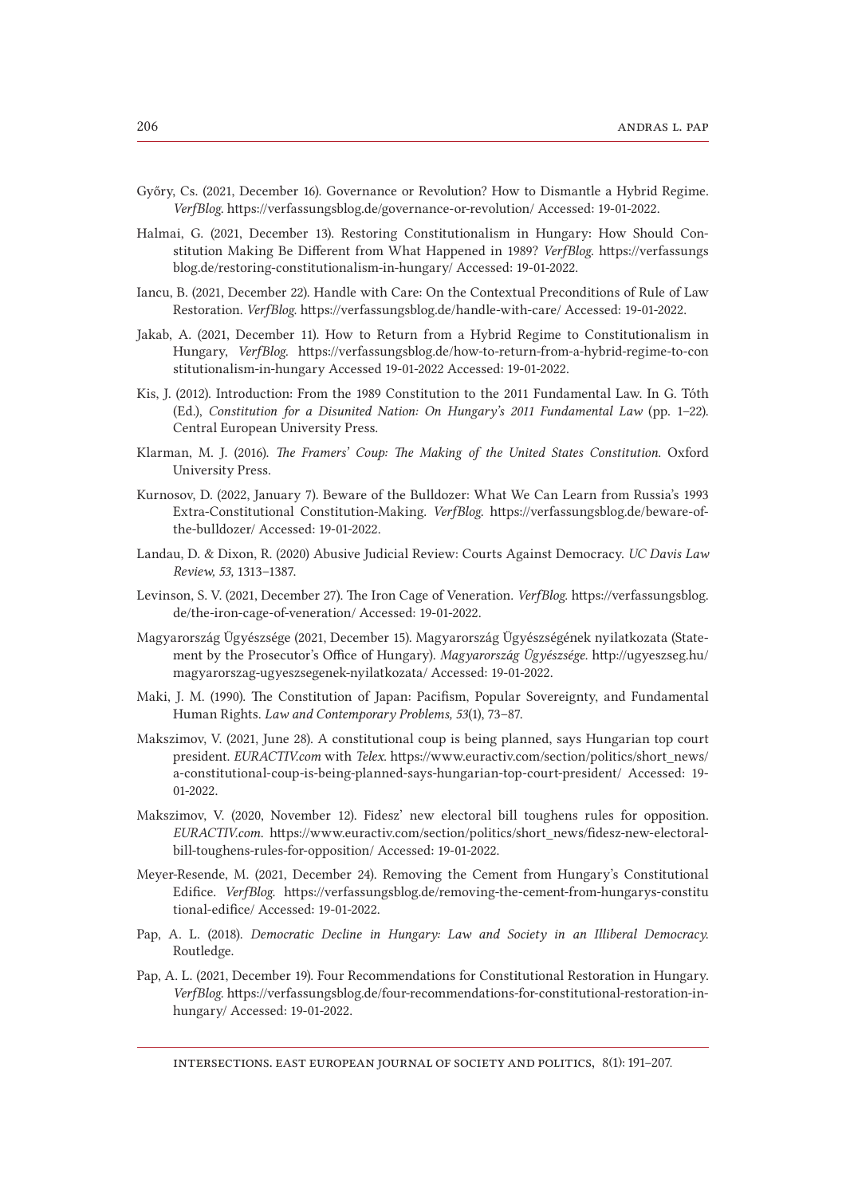Győry, Cs. (2021, December 16). Governance or Revolution? How to Dismantle a Hybrid Regime. *VerfBlog*. https://verfassungsblog.de/governance-or-revolution/ Accessed: 19-01-2022.

Halmai, G. (2021, December 13). Restoring Constitutionalism in Hungary: How Should Constitution Making Be Different from What Happened in 1989? *VerfBlog*. https://verfassungsblog.de/restoring-constitutionalism-in-hungary/ Accessed: 19-01-2022.

Iancu, B. (2021, December 22). Handle with Care: On the Contextual Preconditions of Rule of Law Restoration. *VerfBlog*. https://verfassungsblog.de/handle-with-care/ Accessed: 19-01-2022.

Jakab, A. (2021, December 11). How to Return from a Hybrid Regime to Constitutionalism in Hungary, *VerfBlog*. https://verfassungsblog.de/how-to-return-from-a-hybrid-regime-to-constitutionalism-in-hungary Accessed 19-01-2022 Accessed: 19-01-2022.

Kis, J. (2012). Introduction: From the 1989 Constitution to the 2011 Fundamental Law. In G. Tóth (Ed.), *Constitution for a Disunited Nation: On Hungary's 2011 Fundamental Law* (pp. 1–22). Central European University Press.

Klarman, M. J. (2016). *The Framers' Coup: The Making of the United States Constitution*. Oxford University Press.

Kurnosov, D. (2022, January 7). Beware of the Bulldozer: What We Can Learn from Russia's 1993 Extra-Constitutional Constitution-Making. *VerfBlog*. https://verfassungsblog.de/beware-of-the-bulldozer/ Accessed: 19-01-2022.

Landau, D. & Dixon, R. (2020) Abusive Judicial Review: Courts Against Democracy. *UC Davis Law Review, 53,* 1313–1387.

Levinson, S. V. (2021, December 27). The Iron Cage of Veneration. *VerfBlog*. https://verfassungsblog.de/the-iron-cage-of-veneration/ Accessed: 19-01-2022.

Magyarország Ügyészsége (2021, December 15). Magyarország Ügyészségének nyilatkozata (Statement by the Prosecutor's Office of Hungary). *Magyarország Ügyészsége*. http://ugyeszseg.hu/magyarorszag-ugyeszsegenek-nyilatkozata/ Accessed: 19-01-2022.

Maki, J. M. (1990). The Constitution of Japan: Pacifism, Popular Sovereignty, and Fundamental Human Rights. *Law and Contemporary Problems, 53*(1), 73–87.

Makszimov, V. (2021, June 28). A constitutional coup is being planned, says Hungarian top court president. *EURACTIV.com* with *Telex*. https://www.euractiv.com/section/politics/short_news/a-constitutional-coup-is-being-planned-says-hungarian-top-court-president/ Accessed: 19-01-2022.

Makszimov, V. (2020, November 12). Fidesz' new electoral bill toughens rules for opposition. *EURACTIV.com*. https://www.euractiv.com/section/politics/short_news/fidesz-new-electoral-bill-toughens-rules-for-opposition/ Accessed: 19-01-2022.

Meyer-Resende, M. (2021, December 24). Removing the Cement from Hungary's Constitutional Edifice. *VerfBlog*. https://verfassungsblog.de/removing-the-cement-from-hungarys-constitutional-edifice/ Accessed: 19-01-2022.

Pap, A. L. (2018). *Democratic Decline in Hungary: Law and Society in an Illiberal Democracy*. Routledge.

Pap, A. L. (2021, December 19). Four Recommendations for Constitutional Restoration in Hungary. *VerfBlog*. https://verfassungsblog.de/four-recommendations-for-constitutional-restoration-in-hungary/ Accessed: 19-01-2022.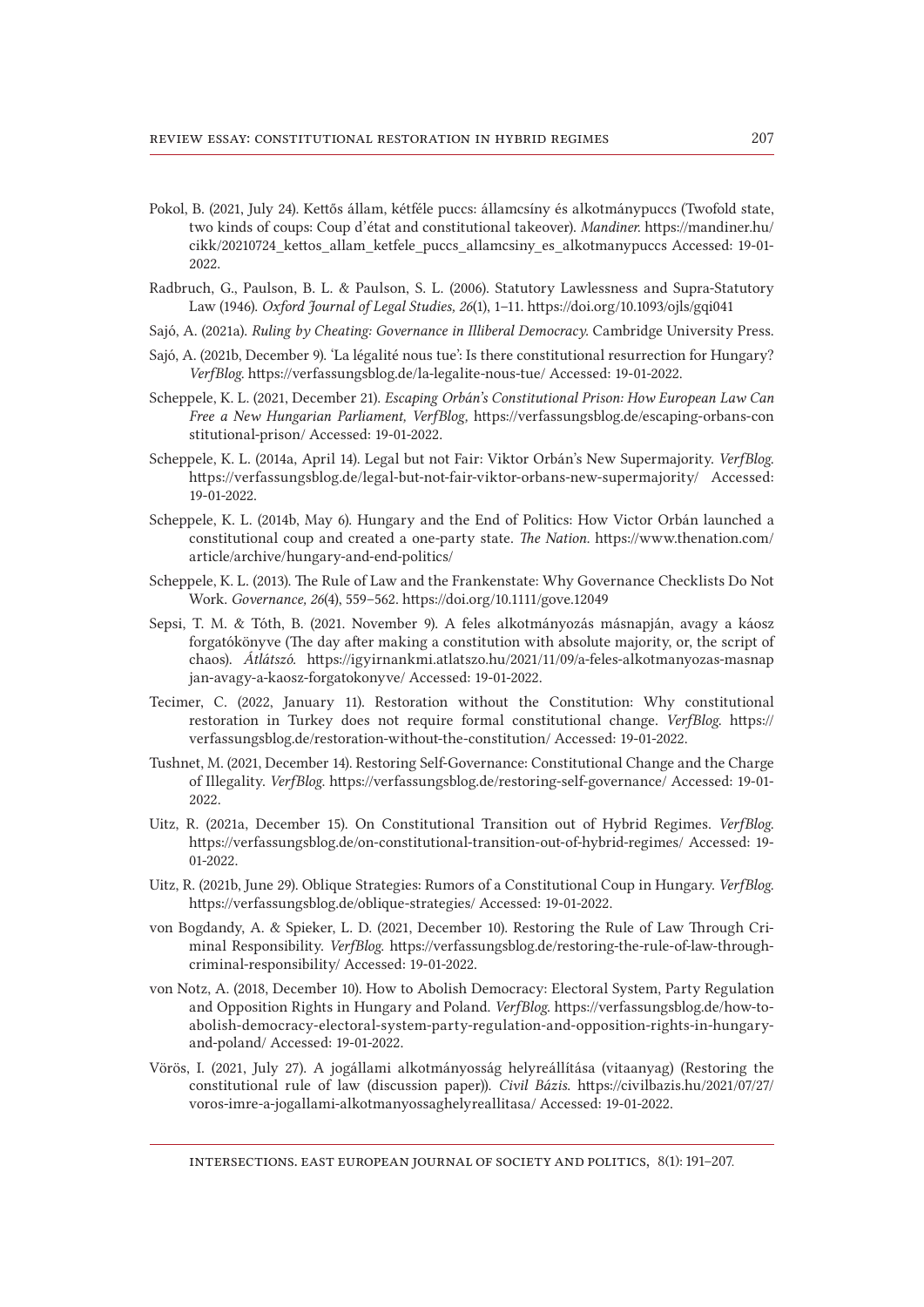Pokol, B. (2021, July 24). Kettős állam, kétféle puccs: államcsíny és alkotmánypuccs (Twofold state, two kinds of coups: Coup d'état and constitutional takeover). *Mandiner.* https://mandiner.hu/cikk/20210724_kettos_allam_ketfele_puccs_allamcsiny_es_alkotmanypuccs Accessed: 19-01-2022.

Radbruch, G., Paulson, B. L. & Paulson, S. L. (2006). Statutory Lawlessness and Supra-Statutory Law (1946). *Oxford Journal of Legal Studies, 26*(1), 1–11. https://doi.org/10.1093/ojls/gqi041

Sajó, A. (2021a). *Ruling by Cheating: Governance in Illiberal Democracy.* Cambridge University Press.

Sajó, A. (2021b, December 9). 'La légalité nous tue': Is there constitutional resurrection for Hungary? *VerfBlog.* https://verfassungsblog.de/la-legalite-nous-tue/ Accessed: 19-01-2022.

Scheppele, K. L. (2021, December 21). *Escaping Orbán's Constitutional Prison: How European Law Can Free a New Hungarian Parliament, VerfBlog,* https://verfassungsblog.de/escaping-orbans-constitutional-prison/ Accessed: 19-01-2022.

Scheppele, K. L. (2014a, April 14). Legal but not Fair: Viktor Orbán's New Supermajority. *VerfBlog.* https://verfassungsblog.de/legal-but-not-fair-viktor-orbans-new-supermajority/ Accessed: 19-01-2022.

Scheppele, K. L. (2014b, May 6). Hungary and the End of Politics: How Victor Orbán launched a constitutional coup and created a one-party state. *The Nation.* https://www.thenation.com/article/archive/hungary-and-end-politics/

Scheppele, K. L. (2013). The Rule of Law and the Frankenstate: Why Governance Checklists Do Not Work. *Governance, 26*(4), 559–562. https://doi.org/10.1111/gove.12049

Sepsi, T. M. & Tóth, B. (2021. November 9). A feles alkotmányozás másnapján, avagy a káosz forgatókönyve (The day after making a constitution with absolute majority, or, the script of chaos). *Átlátszó.* https://igyirnankmi.atlatszo.hu/2021/11/09/a-feles-alkotmanyozas-masnapjan-avagy-a-kaosz-forgatokonyve/ Accessed: 19-01-2022.

Tecimer, C. (2022, January 11). Restoration without the Constitution: Why constitutional restoration in Turkey does not require formal constitutional change. *VerfBlog.* https://verfassungsblog.de/restoration-without-the-constitution/ Accessed: 19-01-2022.

Tushnet, M. (2021, December 14). Restoring Self-Governance: Constitutional Change and the Charge of Illegality. *VerfBlog.* https://verfassungsblog.de/restoring-self-governance/ Accessed: 19-01-2022.

Uitz, R. (2021a, December 15). On Constitutional Transition out of Hybrid Regimes. *VerfBlog.* https://verfassungsblog.de/on-constitutional-transition-out-of-hybrid-regimes/ Accessed: 19-01-2022.

Uitz, R. (2021b, June 29). Oblique Strategies: Rumors of a Constitutional Coup in Hungary. *VerfBlog.* https://verfassungsblog.de/oblique-strategies/ Accessed: 19-01-2022.

von Bogdandy, A. & Spieker, L. D. (2021, December 10). Restoring the Rule of Law Through Criminal Responsibility. *VerfBlog.* https://verfassungsblog.de/restoring-the-rule-of-law-through-criminal-responsibility/ Accessed: 19-01-2022.

von Notz, A. (2018, December 10). How to Abolish Democracy: Electoral System, Party Regulation and Opposition Rights in Hungary and Poland. *VerfBlog.* https://verfassungsblog.de/how-to-abolish-democracy-electoral-system-party-regulation-and-opposition-rights-in-hungary-and-poland/ Accessed: 19-01-2022.

Vörös, I. (2021, July 27). A jogállami alkotmányosság helyreállítása (vitaanyag) (Restoring the constitutional rule of law (discussion paper)). *Civil Bázis.* https://civilbazis.hu/2021/07/27/voros-imre-a-jogallami-alkotmanyossaghelyreallitasa/ Accessed: 19-01-2022.